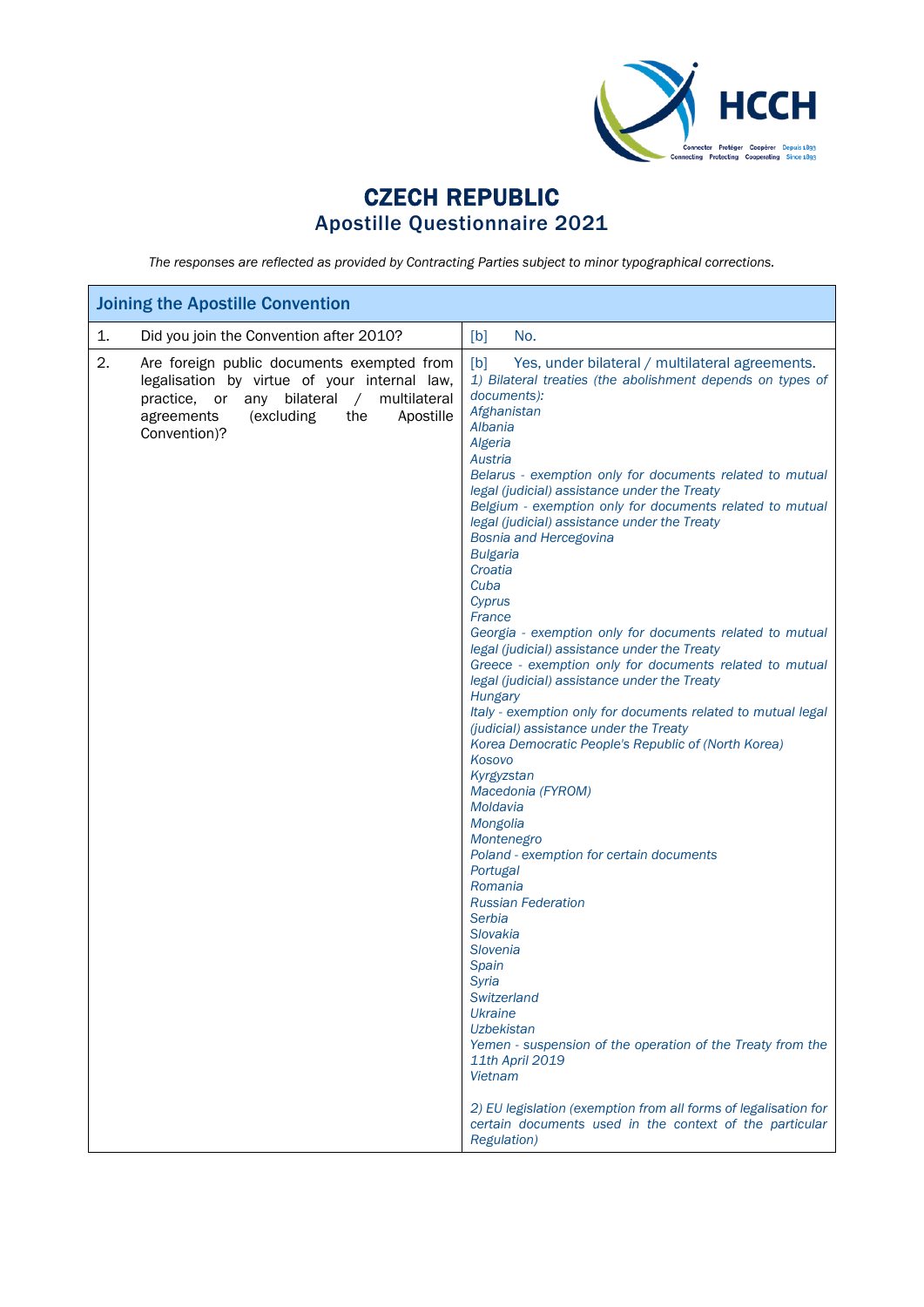# CZECH REPUBLIC
## Apostille Questionnaire 2021

*The responses are reflected as provided by Contracting Parties subject to minor typographical corrections.*

| Joining the Apostille Convention | | |
|---|---|---|
| 1. | Did you join the Convention after 2010? | [b] No. |
| 2. | Are foreign public documents exempted from legalisation by virtue of your internal law, practice, or any bilateral / multilateral agreements (excluding the Apostille Convention)? | [b] Yes, under bilateral / multilateral agreements.<br>*1) Bilateral treaties (the abolishment depends on types of documents):*<br>*Afghanistan*<br>*Albania*<br>*Algeria*<br>*Austria*<br>*Belarus - exemption only for documents related to mutual legal (judicial) assistance under the Treaty*<br>*Belgium - exemption only for documents related to mutual legal (judicial) assistance under the Treaty*<br>*Bosnia and Hercegovina*<br>*Bulgaria*<br>*Croatia*<br>*Cuba*<br>*Cyprus*<br>*France*<br>*Georgia - exemption only for documents related to mutual legal (judicial) assistance under the Treaty*<br>*Greece - exemption only for documents related to mutual legal (judicial) assistance under the Treaty*<br>*Hungary*<br>*Italy - exemption only for documents related to mutual legal (judicial) assistance under the Treaty*<br>*Korea Democratic People's Republic of (North Korea)*<br>*Kosovo*<br>*Kyrgyzstan*<br>*Macedonia (FYROM)*<br>*Moldavia*<br>*Mongolia*<br>*Montenegro*<br>*Poland - exemption for certain documents*<br>*Portugal*<br>*Romania*<br>*Russian Federation*<br>*Serbia*<br>*Slovakia*<br>*Slovenia*<br>*Spain*<br>*Syria*<br>*Switzerland*<br>*Ukraine*<br>*Uzbekistan*<br>*Yemen - suspension of the operation of the Treaty from the 11th April 2019*<br>*Vietnam*<br><br>*2) EU legislation (exemption from all forms of legalisation for certain documents used in the context of the particular Regulation)* |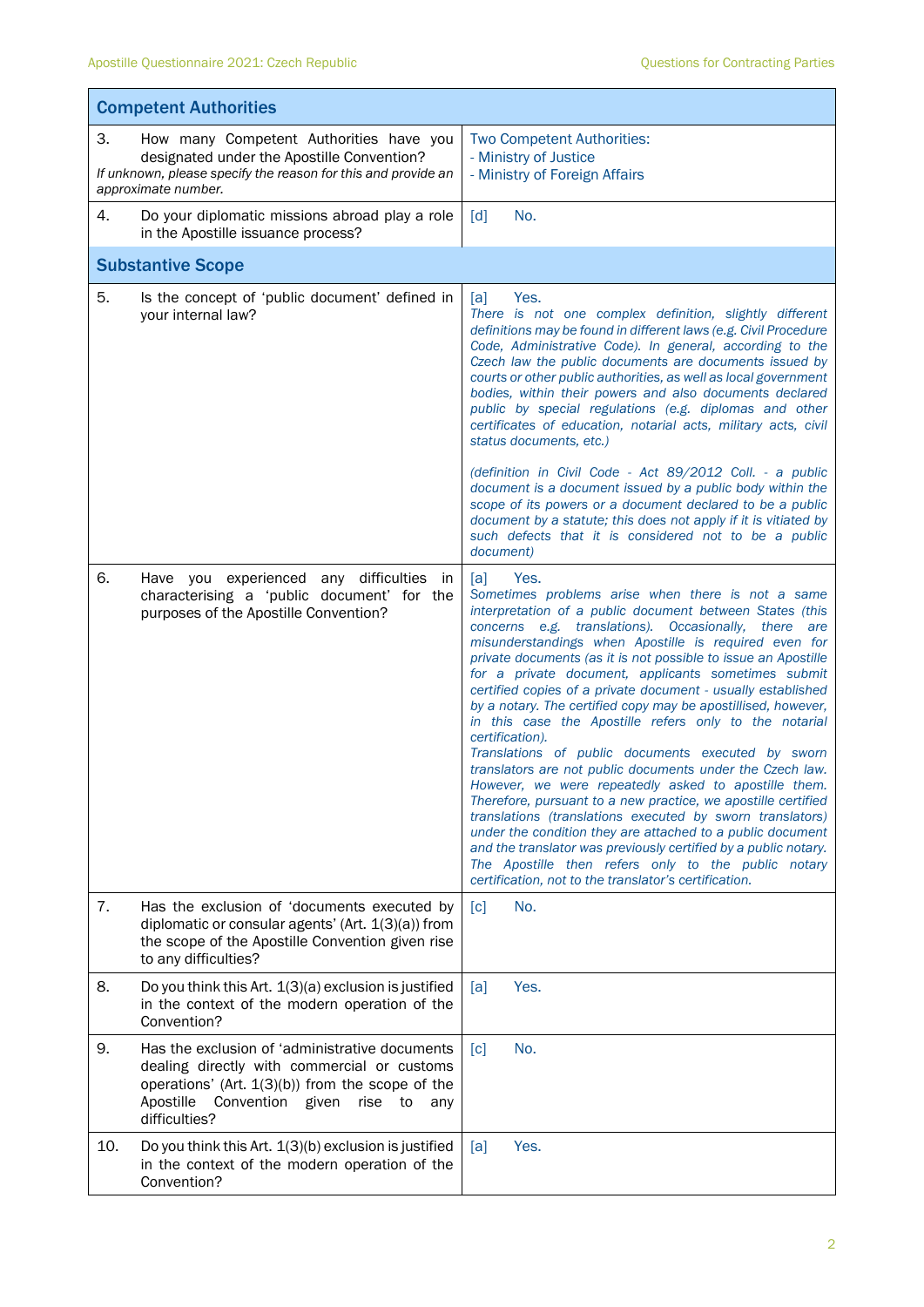| Competent Authorities | |
|---|---|
| 3. How many Competent Authorities have you designated under the Apostille Convention? *If unknown, please specify the reason for this and provide an approximate number.* | Two Competent Authorities:<br>- Ministry of Justice<br>- Ministry of Foreign Affairs |
| 4. Do your diplomatic missions abroad play a role in the Apostille issuance process? | [d] No. |
| **Substantive Scope** | |
| 5. Is the concept of 'public document' defined in your internal law? | [a] Yes.<br>*There is not one complex definition, slightly different definitions may be found in different laws (e.g. Civil Procedure Code, Administrative Code). In general, according to the Czech law the public documents are documents issued by courts or other public authorities, as well as local government bodies, within their powers and also documents declared public by special regulations (e.g. diplomas and other certificates of education, notarial acts, military acts, civil status documents, etc.)*<br><br>*(definition in Civil Code - Act 89/2012 Coll. - a public document is a document issued by a public body within the scope of its powers or a document declared to be a public document by a statute; this does not apply if it is vitiated by such defects that it is considered not to be a public document)* |
| 6. Have you experienced any difficulties in characterising a 'public document' for the purposes of the Apostille Convention? | [a] Yes.<br>*Sometimes problems arise when there is not a same interpretation of a public document between States (this concerns e.g. translations). Occasionally, there are misunderstandings when Apostille is required even for private documents (as it is not possible to issue an Apostille for a private document, applicants sometimes submit certified copies of a private document - usually established by a notary. The certified copy may be apostillised, however, in this case the Apostille refers only to the notarial certification).*<br>*Translations of public documents executed by sworn translators are not public documents under the Czech law. However, we were repeatedly asked to apostille them. Therefore, pursuant to a new practice, we apostille certified translations (translations executed by sworn translators) under the condition they are attached to a public document and the translator was previously certified by a public notary. The Apostille then refers only to the public notary certification, not to the translator's certification.* |
| 7. Has the exclusion of 'documents executed by diplomatic or consular agents' (Art. 1(3)(a)) from the scope of the Apostille Convention given rise to any difficulties? | [c] No. |
| 8. Do you think this Art. 1(3)(a) exclusion is justified in the context of the modern operation of the Convention? | [a] Yes. |
| 9. Has the exclusion of 'administrative documents dealing directly with commercial or customs operations' (Art. 1(3)(b)) from the scope of the Apostille Convention given rise to any difficulties? | [c] No. |
| 10. Do you think this Art. 1(3)(b) exclusion is justified in the context of the modern operation of the Convention? | [a] Yes. |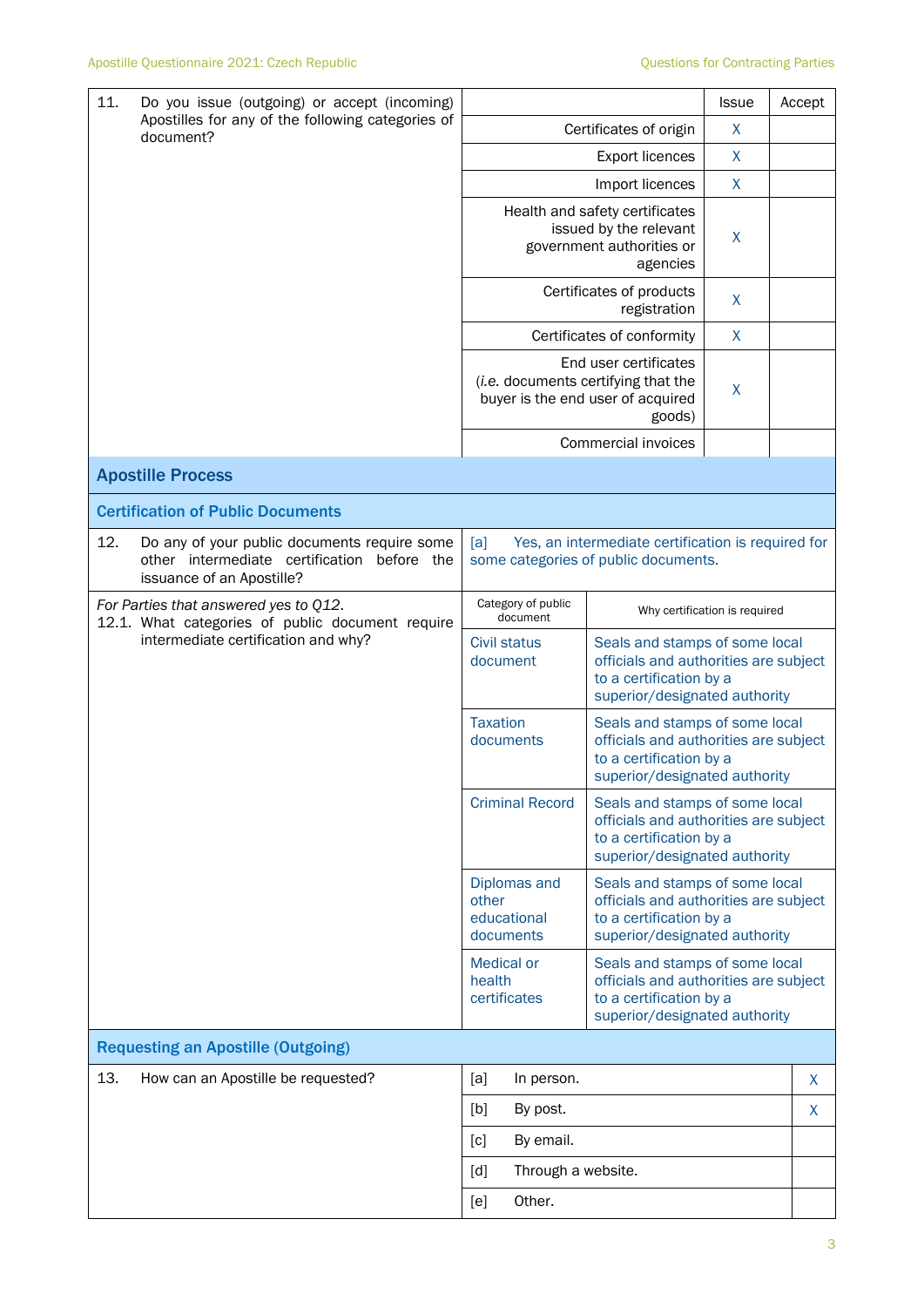| 11. Do you issue (outgoing) or accept (incoming) Apostilles for any of the following categories of document? | | Issue | Accept |
|---|---|---|---|
| | Certificates of origin | X | |
| | Export licences | X | |
| | Import licences | X | |
| | Health and safety certificates issued by the relevant government authorities or agencies | X | |
| | Certificates of products registration | X | |
| | Certificates of conformity | X | |
| | End user certificates (*i.e.* documents certifying that the buyer is the end user of acquired goods) | X | |
| | Commercial invoices | | |

## Apostille Process

### Certification of Public Documents

| 12. Do any of your public documents require some other intermediate certification before the issuance of an Apostille? | [a] Yes, an intermediate certification is required for some categories of public documents. | |
|---|---|---|
| *For Parties that answered yes to Q12.* 12.1. What categories of public document require intermediate certification and why? | Category of public document | Why certification is required |
| | Civil status document | Seals and stamps of some local officials and authorities are subject to a certification by a superior/designated authority |
| | Taxation documents | Seals and stamps of some local officials and authorities are subject to a certification by a superior/designated authority |
| | Criminal Record | Seals and stamps of some local officials and authorities are subject to a certification by a superior/designated authority |
| | Diplomas and other educational documents | Seals and stamps of some local officials and authorities are subject to a certification by a superior/designated authority |
| | Medical or health certificates | Seals and stamps of some local officials and authorities are subject to a certification by a superior/designated authority |

### Requesting an Apostille (Outgoing)

| 13. How can an Apostille be requested? | | |
|---|---|---|
| | [a] In person. | X |
| | [b] By post. | X |
| | [c] By email. | |
| | [d] Through a website. | |
| | [e] Other. | |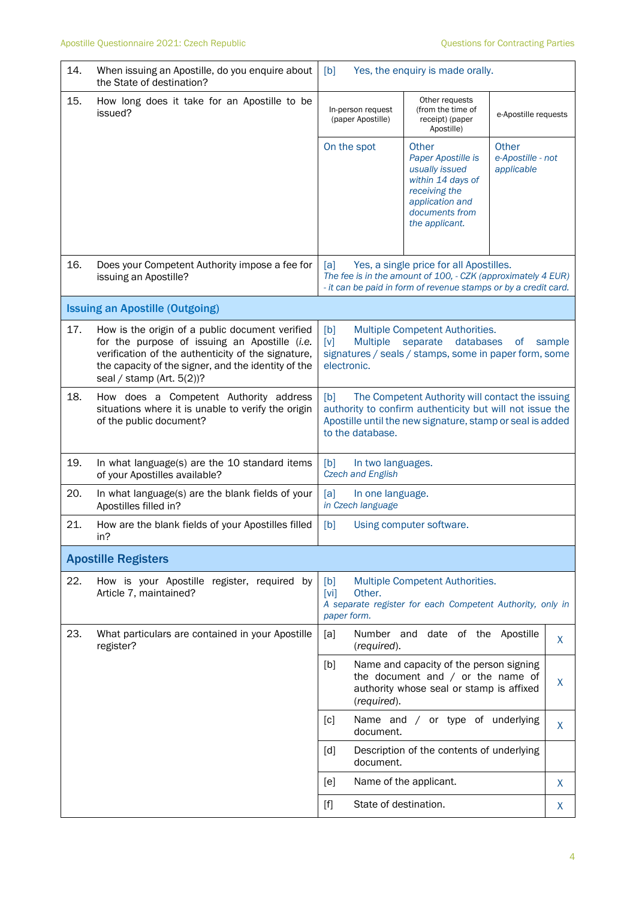| | | | | |
|---|---|---|---|---|
| 14. | When issuing an Apostille, do you enquire about the State of destination? | [b] Yes, the enquiry is made orally. | | |
| 15. | How long does it take for an Apostille to be issued? | In-person request (paper Apostille) | Other requests (from the time of receipt) (paper Apostille) | e-Apostille requests |
| | | On the spot | Other *Paper Apostille is usually issued within 14 days of receiving the application and documents from the applicant.* | Other *e-Apostille - not applicable* |
| 16. | Does your Competent Authority impose a fee for issuing an Apostille? | [a] Yes, a single price for all Apostilles. *The fee is in the amount of 100, - CZK (approximately 4 EUR) - it can be paid in form of revenue stamps or by a credit card.* | | |

## Issuing an Apostille (Outgoing)

| | | |
|---|---|---|
| 17. | How is the origin of a public document verified for the purpose of issuing an Apostille (*i.e.* verification of the authenticity of the signature, the capacity of the signer, and the identity of the seal / stamp (Art. 5(2))? | [b] Multiple Competent Authorities. [v] Multiple separate databases of sample signatures / seals / stamps, some in paper form, some electronic. |
| 18. | How does a Competent Authority address situations where it is unable to verify the origin of the public document? | [b] The Competent Authority will contact the issuing authority to confirm authenticity but will not issue the Apostille until the new signature, stamp or seal is added to the database. |
| 19. | In what language(s) are the 10 standard items of your Apostilles available? | [b] In two languages. *Czech and English* |
| 20. | In what language(s) are the blank fields of your Apostilles filled in? | [a] In one language. *in Czech language* |
| 21. | How are the blank fields of your Apostilles filled in? | [b] Using computer software. |

## Apostille Registers

| | | | | |
|---|---|---|---|---|
| 22. | How is your Apostille register, required by Article 7, maintained? | [b] Multiple Competent Authorities. [vi] Other. *A separate register for each Competent Authority, only in paper form.* | | |
| 23. | What particulars are contained in your Apostille register? | [a] | Number and date of the Apostille (*required*). | X |
| | | [b] | Name and capacity of the person signing the document and / or the name of authority whose seal or stamp is affixed (*required*). | X |
| | | [c] | Name and / or type of underlying document. | X |
| | | [d] | Description of the contents of underlying document. | |
| | | [e] | Name of the applicant. | X |
| | | [f] | State of destination. | X |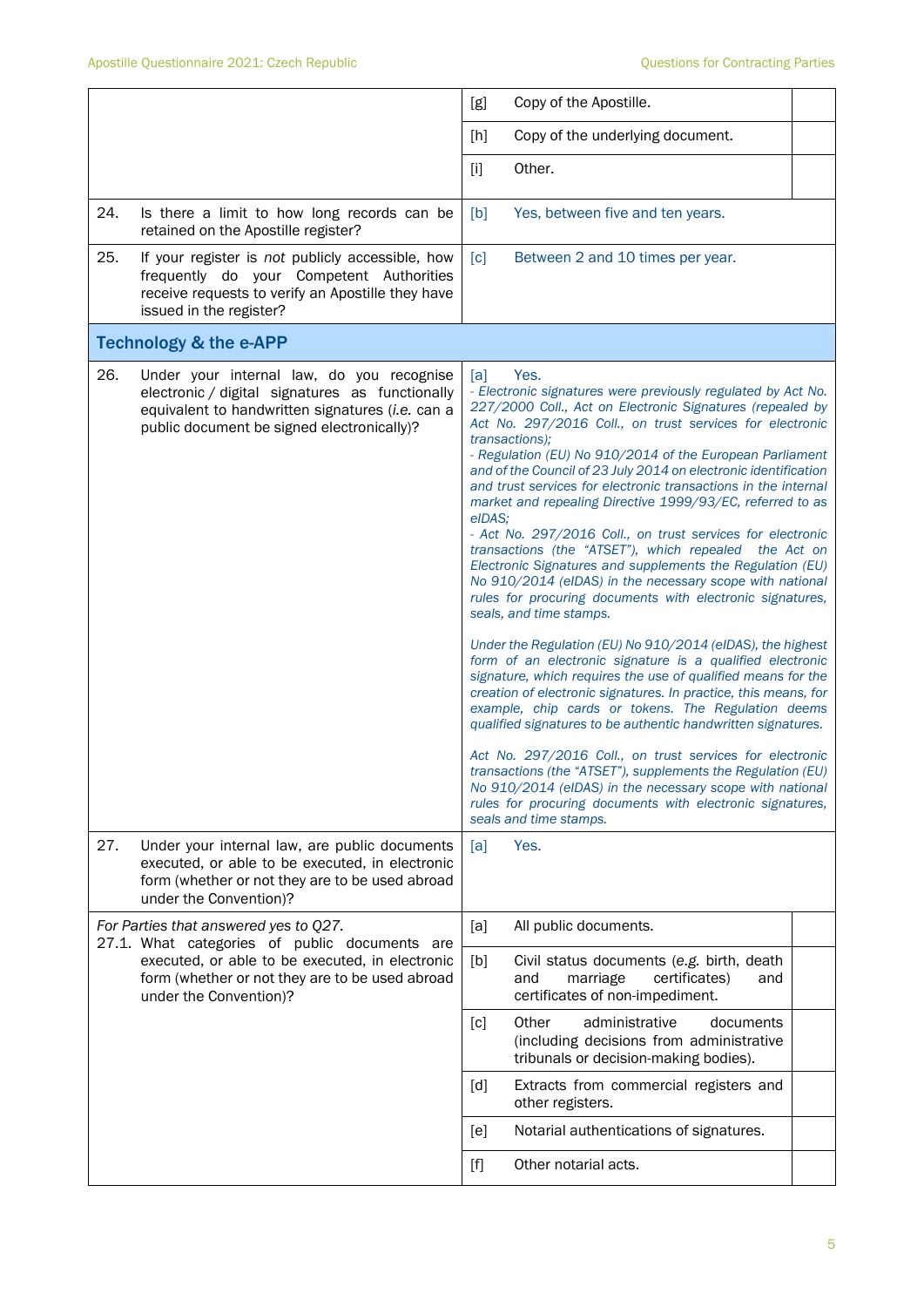| | | | |
|---|---|---|---|
| | [g] | Copy of the Apostille. | |
| | [h] | Copy of the underlying document. | |
| | [i] | Other. | |
| 24. Is there a limit to how long records can be retained on the Apostille register? | [b] | Yes, between five and ten years. | |
| 25. If your register is *not* publicly accessible, how frequently do your Competent Authorities receive requests to verify an Apostille they have issued in the register? | [c] | Between 2 and 10 times per year. | |
| **Technology & the e-APP** | | | |
| 26. Under your internal law, do you recognise electronic / digital signatures as functionally equivalent to handwritten signatures (*i.e.* can a public document be signed electronically)? | [a] | Yes.<br>*- Electronic signatures were previously regulated by Act No. 227/2000 Coll., Act on Electronic Signatures (repealed by Act No. 297/2016 Coll., on trust services for electronic transactions);*<br>*- Regulation (EU) No 910/2014 of the European Parliament and of the Council of 23 July 2014 on electronic identification and trust services for electronic transactions in the internal market and repealing Directive 1999/93/EC, referred to as eIDAS;*<br>*- Act No. 297/2016 Coll., on trust services for electronic transactions (the "ATSET"), which repealed the Act on Electronic Signatures and supplements the Regulation (EU) No 910/2014 (eIDAS) in the necessary scope with national rules for procuring documents with electronic signatures, seals, and time stamps.*<br><br>*Under the Regulation (EU) No 910/2014 (eIDAS), the highest form of an electronic signature is a qualified electronic signature, which requires the use of qualified means for the creation of electronic signatures. In practice, this means, for example, chip cards or tokens. The Regulation deems qualified signatures to be authentic handwritten signatures.*<br><br>*Act No. 297/2016 Coll., on trust services for electronic transactions (the "ATSET"), supplements the Regulation (EU) No 910/2014 (eIDAS) in the necessary scope with national rules for procuring documents with electronic signatures, seals and time stamps.* | |
| 27. Under your internal law, are public documents executed, or able to be executed, in electronic form (whether or not they are to be used abroad under the Convention)? | [a] | Yes. | |
| *For Parties that answered yes to Q27.*<br>27.1. What categories of public documents are executed, or able to be executed, in electronic form (whether or not they are to be used abroad under the Convention)? | [a] | All public documents. | |
| | [b] | Civil status documents (e.g. birth, death and marriage certificates) and certificates of non-impediment. | |
| | [c] | Other administrative documents (including decisions from administrative tribunals or decision-making bodies). | |
| | [d] | Extracts from commercial registers and other registers. | |
| | [e] | Notarial authentications of signatures. | |
| | [f] | Other notarial acts. | |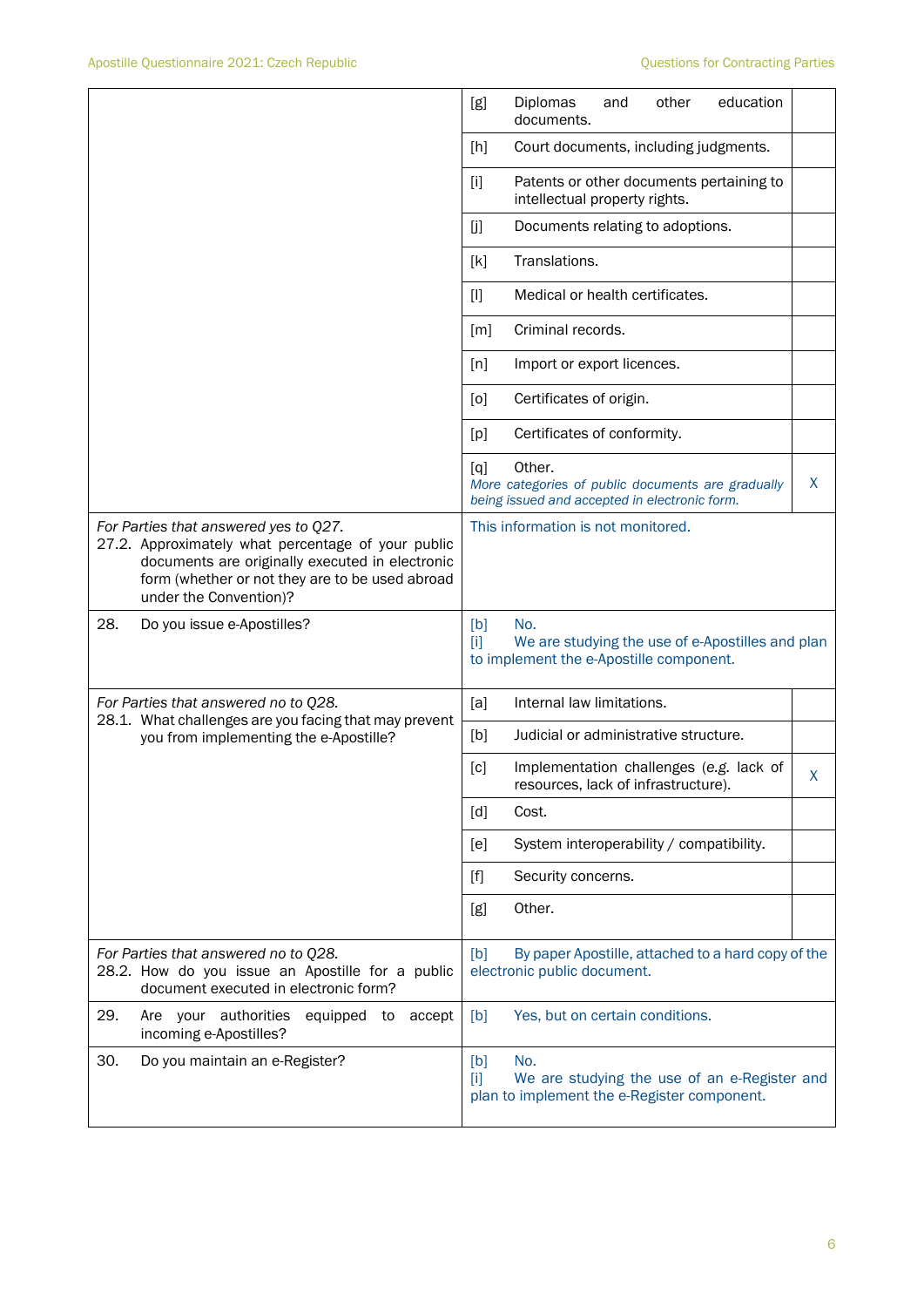| | | |
|---|---|---|
| | [g] Diplomas and other education documents. | |
| | [h] Court documents, including judgments. | |
| | [i] Patents or other documents pertaining to intellectual property rights. | |
| | [j] Documents relating to adoptions. | |
| | [k] Translations. | |
| | [l] Medical or health certificates. | |
| | [m] Criminal records. | |
| | [n] Import or export licences. | |
| | [o] Certificates of origin. | |
| | [p] Certificates of conformity. | |
| | [q] Other. *More categories of public documents are gradually being issued and accepted in electronic form.* | X |
| *For Parties that answered yes to Q27.* 27.2. Approximately what percentage of your public documents are originally executed in electronic form (whether or not they are to be used abroad under the Convention)? | This information is not monitored. | |
| 28. Do you issue e-Apostilles? | [b] No. [i] We are studying the use of e-Apostilles and plan to implement the e-Apostille component. | |
| *For Parties that answered no to Q28.* 28.1. What challenges are you facing that may prevent you from implementing the e-Apostille? | [a] Internal law limitations. | |
| | [b] Judicial or administrative structure. | |
| | [c] Implementation challenges (*e.g.* lack of resources, lack of infrastructure). | X |
| | [d] Cost. | |
| | [e] System interoperability / compatibility. | |
| | [f] Security concerns. | |
| | [g] Other. | |
| *For Parties that answered no to Q28.* 28.2. How do you issue an Apostille for a public document executed in electronic form? | [b] By paper Apostille, attached to a hard copy of the electronic public document. | |
| 29. Are your authorities equipped to accept incoming e-Apostilles? | [b] Yes, but on certain conditions. | |
| 30. Do you maintain an e-Register? | [b] No. [i] We are studying the use of an e-Register and plan to implement the e-Register component. | |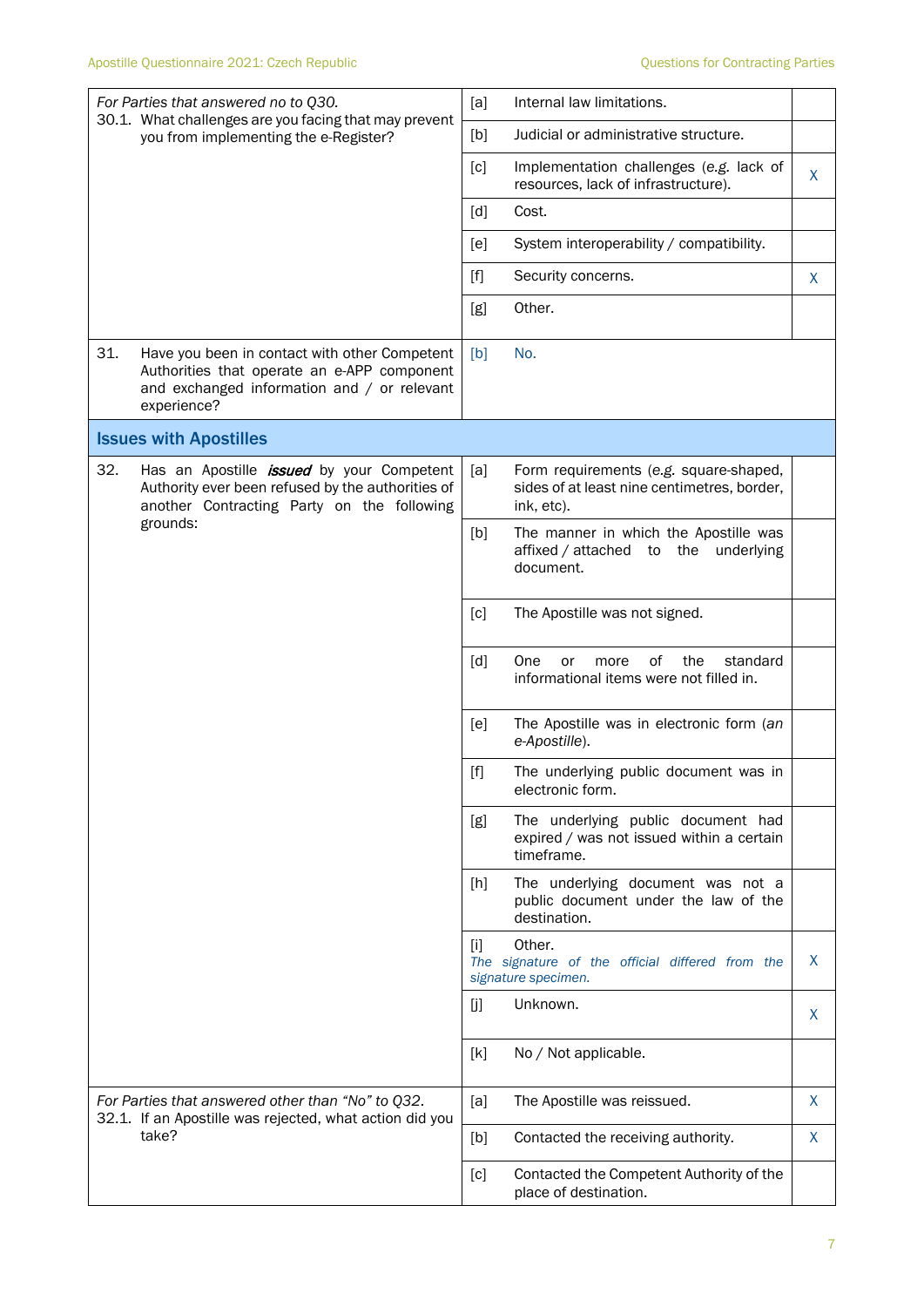| Question | | Answer | |
|---|---|---|---|
| *For Parties that answered no to Q30.* 30.1. What challenges are you facing that may prevent you from implementing the e-Register? | [a] | Internal law limitations. | |
| | [b] | Judicial or administrative structure. | |
| | [c] | Implementation challenges (*e.g.* lack of resources, lack of infrastructure). | X |
| | [d] | Cost. | |
| | [e] | System interoperability / compatibility. | |
| | [f] | Security concerns. | X |
| | [g] | Other. | |
| 31. Have you been in contact with other Competent Authorities that operate an e-APP component and exchanged information and / or relevant experience? | [b] | No. | |

## Issues with Apostilles

| Question | | Answer | |
|---|---|---|---|
| 32. Has an Apostille ***issued*** by your Competent Authority ever been refused by the authorities of another Contracting Party on the following grounds: | [a] | Form requirements (*e.g.* square-shaped, sides of at least nine centimetres, border, ink, etc). | |
| | [b] | The manner in which the Apostille was affixed / attached to the underlying document. | |
| | [c] | The Apostille was not signed. | |
| | [d] | One or more of the standard informational items were not filled in. | |
| | [e] | The Apostille was in electronic form (*an e-Apostille*). | |
| | [f] | The underlying public document was in electronic form. | |
| | [g] | The underlying public document had expired / was not issued within a certain timeframe. | |
| | [h] | The underlying document was not a public document under the law of the destination. | |
| | [i] | Other. *The signature of the official differed from the signature specimen.* | X |
| | [j] | Unknown. | X |
| | [k] | No / Not applicable. | |
| *For Parties that answered other than "No" to Q32.* 32.1. If an Apostille was rejected, what action did you take? | [a] | The Apostille was reissued. | X |
| | [b] | Contacted the receiving authority. | X |
| | [c] | Contacted the Competent Authority of the place of destination. | |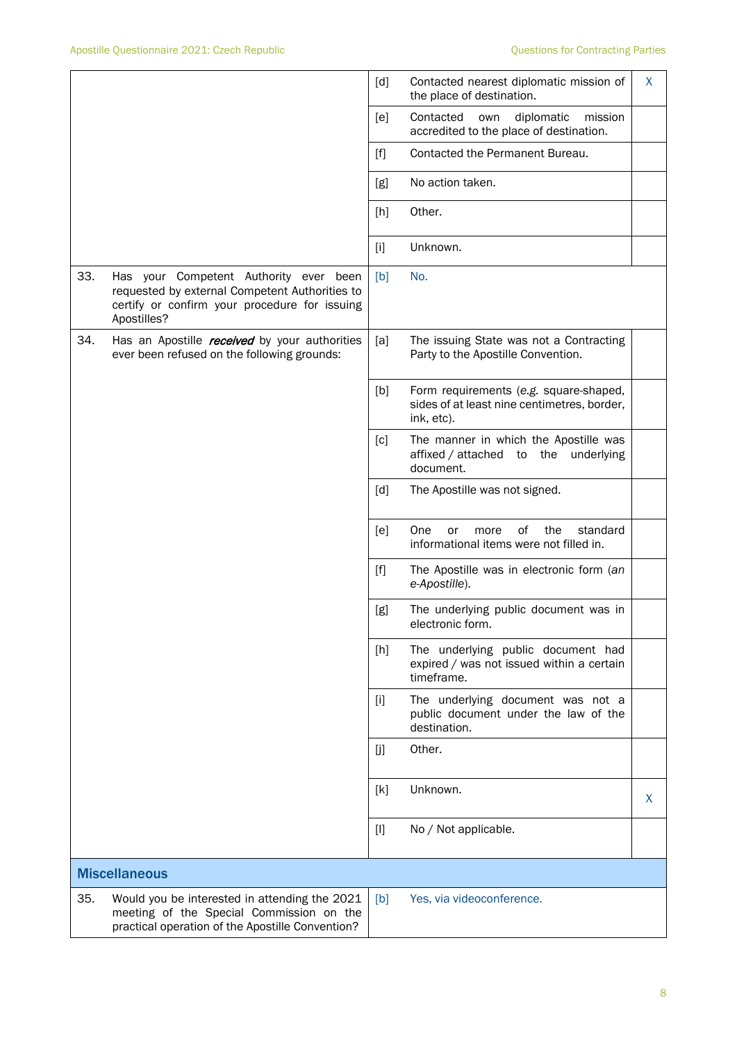| | | | |
|---|---|---|---|
| | [d] | Contacted nearest diplomatic mission of the place of destination. | X |
| | [e] | Contacted own diplomatic mission accredited to the place of destination. | |
| | [f] | Contacted the Permanent Bureau. | |
| | [g] | No action taken. | |
| | [h] | Other. | |
| | [i] | Unknown. | |
| 33. Has your Competent Authority ever been requested by external Competent Authorities to certify or confirm your procedure for issuing Apostilles? | [b] | No. | |
| 34. Has an Apostille ***received*** by your authorities ever been refused on the following grounds: | [a] | The issuing State was not a Contracting Party to the Apostille Convention. | |
| | [b] | Form requirements (*e.g.* square-shaped, sides of at least nine centimetres, border, ink, etc). | |
| | [c] | The manner in which the Apostille was affixed / attached to the underlying document. | |
| | [d] | The Apostille was not signed. | |
| | [e] | One or more of the standard informational items were not filled in. | |
| | [f] | The Apostille was in electronic form (*an e-Apostille*). | |
| | [g] | The underlying public document was in electronic form. | |
| | [h] | The underlying public document had expired / was not issued within a certain timeframe. | |
| | [i] | The underlying document was not a public document under the law of the destination. | |
| | [j] | Other. | |
| | [k] | Unknown. | X |
| | [l] | No / Not applicable. | |

## Miscellaneous

| | | | |
|---|---|---|---|
| 35. Would you be interested in attending the 2021 meeting of the Special Commission on the practical operation of the Apostille Convention? | [b] | Yes, via videoconference. | |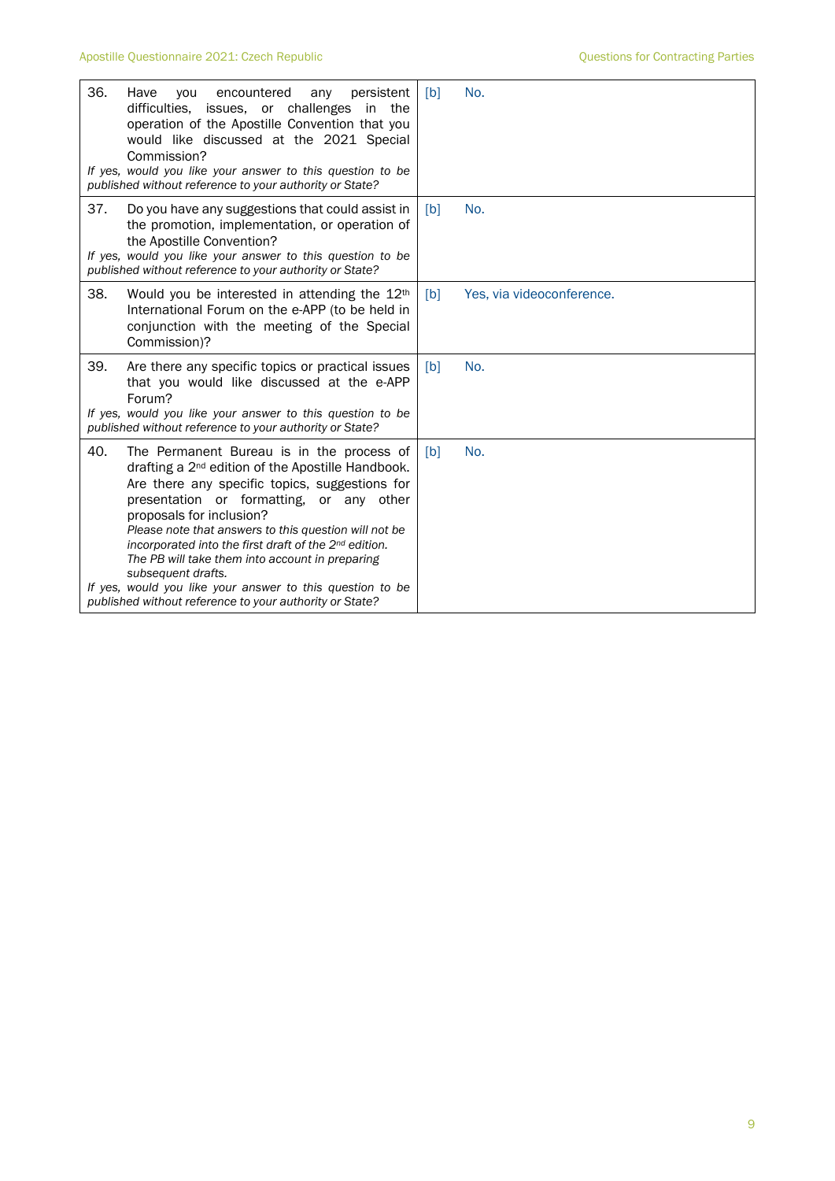| | | |
|---|---|---|
| 36. Have you encountered any persistent difficulties, issues, or challenges in the operation of the Apostille Convention that you would like discussed at the 2021 Special Commission?<br>*If yes, would you like your answer to this question to be published without reference to your authority or State?* | [b] | No. |
| 37. Do you have any suggestions that could assist in the promotion, implementation, or operation of the Apostille Convention?<br>*If yes, would you like your answer to this question to be published without reference to your authority or State?* | [b] | No. |
| 38. Would you be interested in attending the 12th International Forum on the e-APP (to be held in conjunction with the meeting of the Special Commission)? | [b] | Yes, via videoconference. |
| 39. Are there any specific topics or practical issues that you would like discussed at the e-APP Forum?<br>*If yes, would you like your answer to this question to be published without reference to your authority or State?* | [b] | No. |
| 40. The Permanent Bureau is in the process of drafting a 2nd edition of the Apostille Handbook. Are there any specific topics, suggestions for presentation or formatting, or any other proposals for inclusion?<br>*Please note that answers to this question will not be incorporated into the first draft of the 2nd edition. The PB will take them into account in preparing subsequent drafts.*<br>*If yes, would you like your answer to this question to be published without reference to your authority or State?* | [b] | No. |